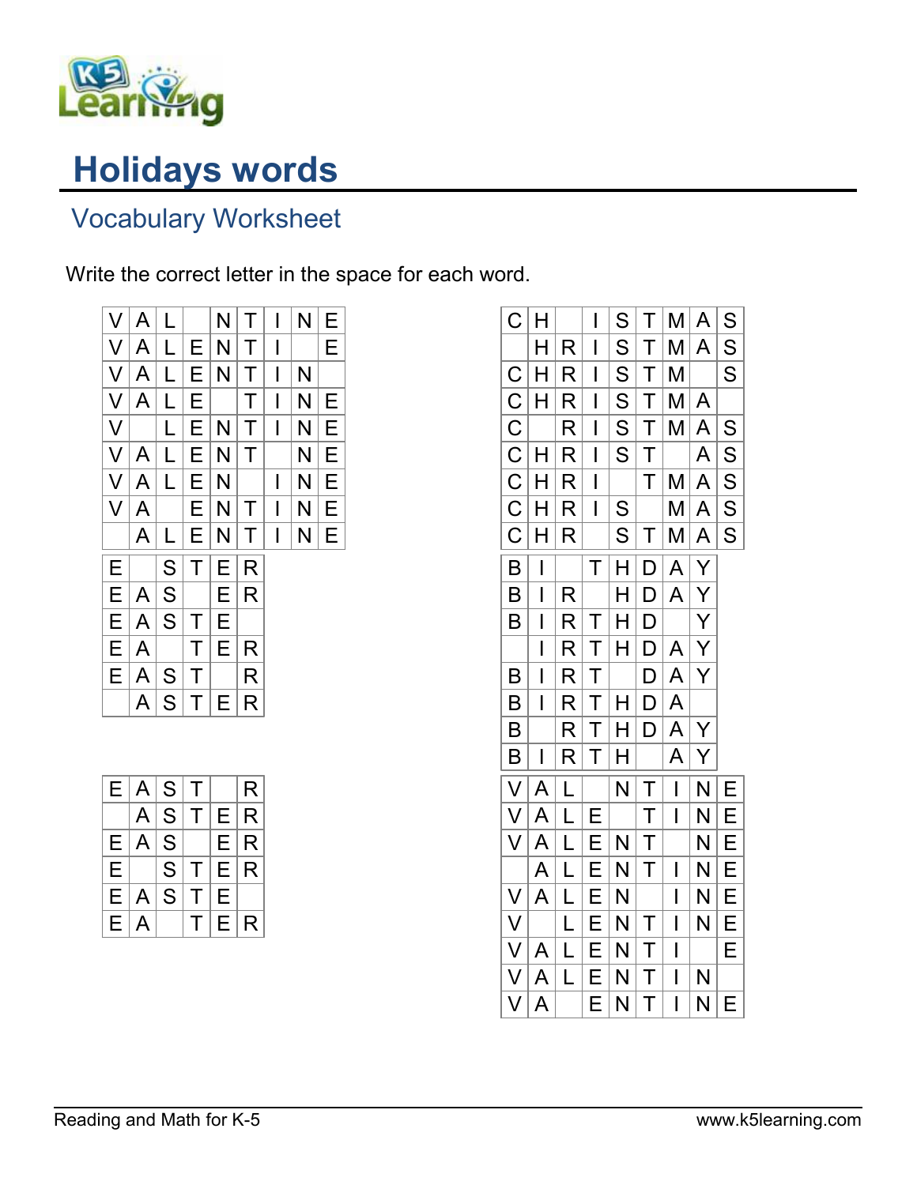# Holidays words

## Vocabulary Worksheet

Write the correct letter in the space for each word.

| | | | | | | | | |
|---|---|---|---|---|---|---|---|---|
| V | A | L | | N | T | I | N | E |
| V | A | L | E | N | T | I | | E |
| V | A | L | E | N | T | I | N | |
| V | A | L | E | | T | I | N | E |
| V | | L | E | N | T | I | N | E |
| V | A | L | E | N | T | | N | E |
| V | A | L | E | N | | I | N | E |
| V | A | | E | N | T | I | N | E |
| | A | L | E | N | T | I | N | E |

| | | | | | |
|---|---|---|---|---|---|
| E | | S | T | E | R |
| E | A | S | | E | R |
| E | A | S | T | E | |
| E | A | | T | E | R |
| E | A | S | T | | R |
| | A | S | T | E | R |

| | | | | | |
|---|---|---|---|---|---|
| E | A | S | T | | R |
| | A | S | T | E | R |
| E | A | S | | E | R |
| E | | S | T | E | R |
| E | A | S | T | E | |
| E | A | | T | E | R |

| | | | | | | | | |
|---|---|---|---|---|---|---|---|---|
| C | H | | I | S | T | M | A | S |
| | H | R | I | S | T | M | A | S |
| C | H | R | I | S | T | M | | S |
| C | H | R | I | S | T | M | A | |
| C | | R | I | S | T | M | A | S |
| C | H | R | I | S | T | | A | S |
| C | H | R | I | | T | M | A | S |
| C | H | R | I | S | | M | A | S |
| C | H | R | | S | T | M | A | S |

| | | | | | | | |
|---|---|---|---|---|---|---|---|
| B | I | | T | H | D | A | Y |
| B | I | R | | H | D | A | Y |
| B | I | R | T | H | D | | Y |
| | I | R | T | H | D | A | Y |
| B | I | R | T | | D | A | Y |
| B | I | R | T | H | D | A | |
| B | | R | T | H | D | A | Y |
| B | I | R | T | H | | A | Y |

| | | | | | | | | |
|---|---|---|---|---|---|---|---|---|
| V | A | L | | N | T | I | N | E |
| V | A | L | E | | T | I | N | E |
| V | A | L | E | N | T | | N | E |
| | A | L | E | N | T | I | N | E |
| V | A | L | E | N | | I | N | E |
| V | | L | E | N | T | I | N | E |
| V | A | L | E | N | T | I | | E |
| V | A | L | E | N | T | I | N | |
| V | A | | E | N | T | I | N | E |